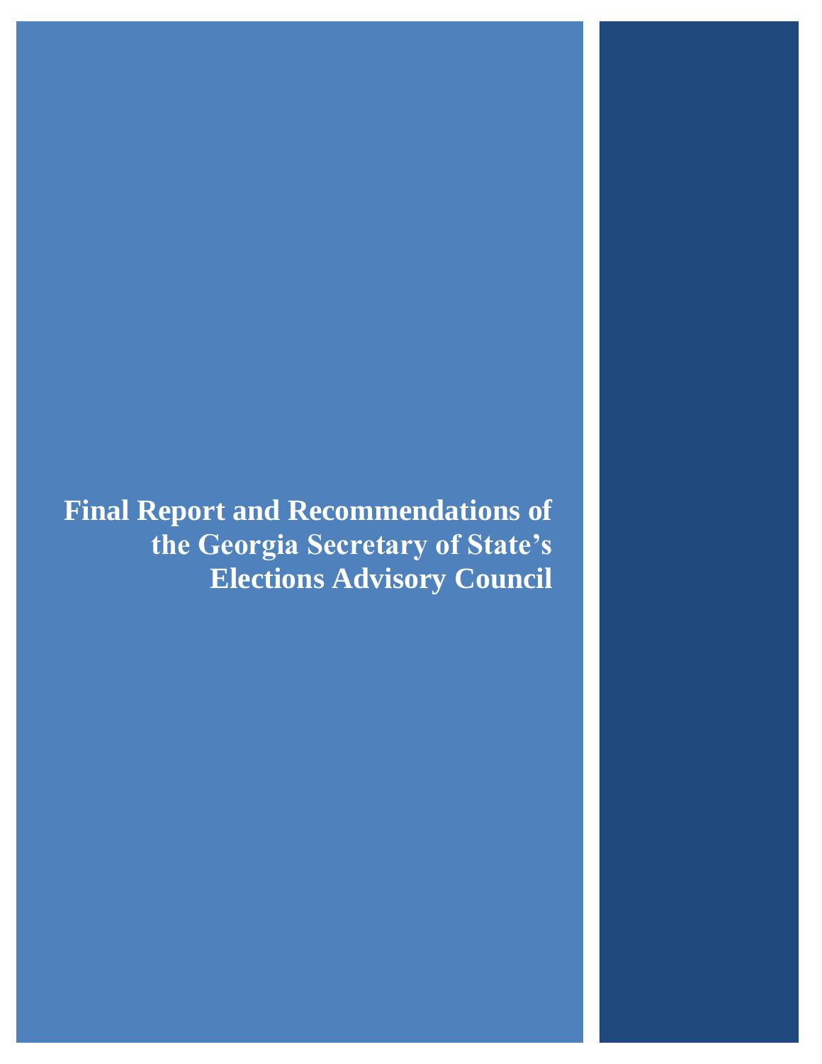# Final Report and Recommendations of the Georgia Secretary of State's Elections Advisory Council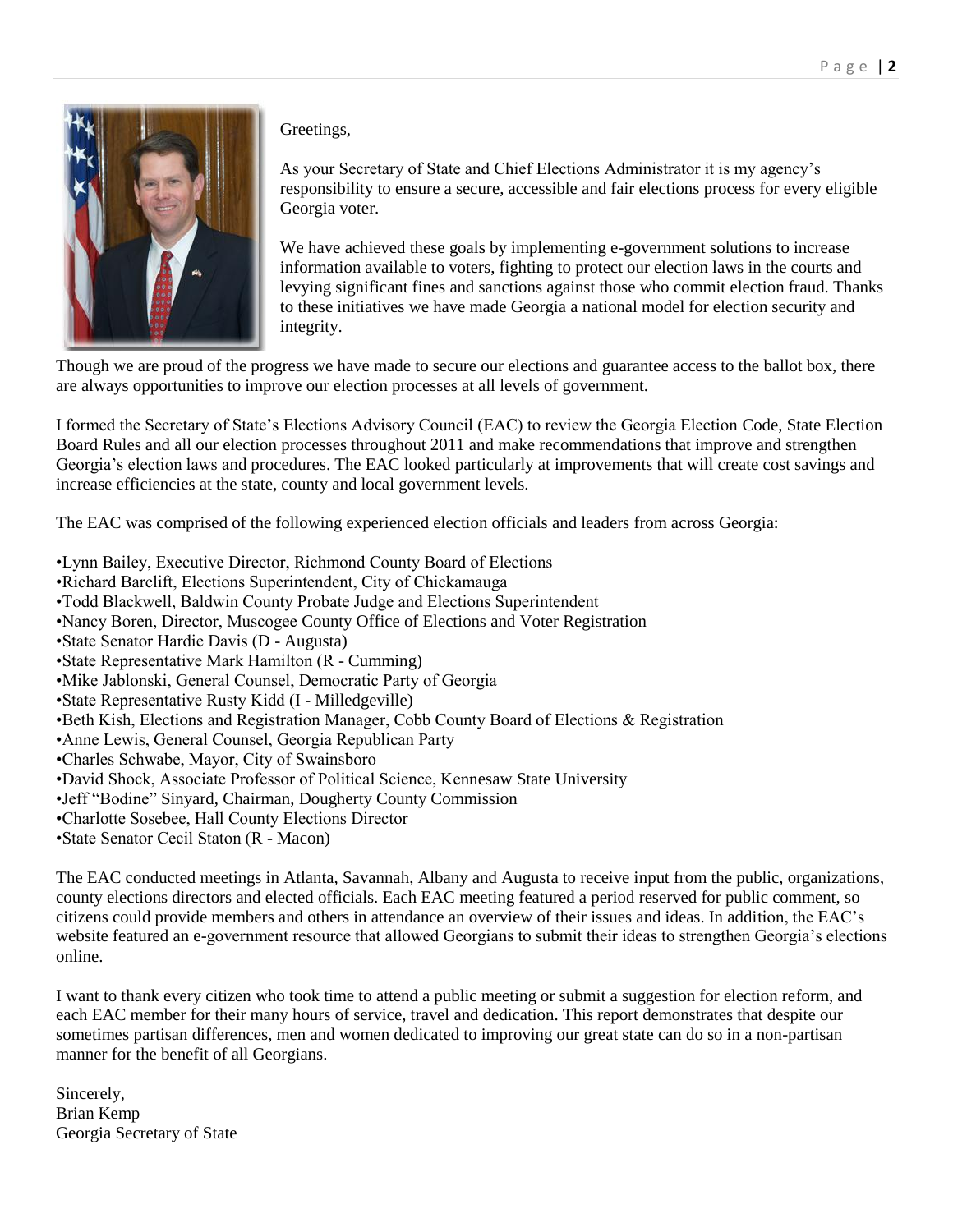Greetings,

As your Secretary of State and Chief Elections Administrator it is my agency's responsibility to ensure a secure, accessible and fair elections process for every eligible Georgia voter.

We have achieved these goals by implementing e-government solutions to increase information available to voters, fighting to protect our election laws in the courts and levying significant fines and sanctions against those who commit election fraud. Thanks to these initiatives we have made Georgia a national model for election security and integrity.

Though we are proud of the progress we have made to secure our elections and guarantee access to the ballot box, there are always opportunities to improve our election processes at all levels of government.

I formed the Secretary of State's Elections Advisory Council (EAC) to review the Georgia Election Code, State Election Board Rules and all our election processes throughout 2011 and make recommendations that improve and strengthen Georgia's election laws and procedures. The EAC looked particularly at improvements that will create cost savings and increase efficiencies at the state, county and local government levels.

The EAC was comprised of the following experienced election officials and leaders from across Georgia:

- Lynn Bailey, Executive Director, Richmond County Board of Elections
- Richard Barclift, Elections Superintendent, City of Chickamauga
- Todd Blackwell, Baldwin County Probate Judge and Elections Superintendent
- Nancy Boren, Director, Muscogee County Office of Elections and Voter Registration
- State Senator Hardie Davis (D - Augusta)
- State Representative Mark Hamilton (R - Cumming)
- Mike Jablonski, General Counsel, Democratic Party of Georgia
- State Representative Rusty Kidd (I - Milledgeville)
- Beth Kish, Elections and Registration Manager, Cobb County Board of Elections & Registration
- Anne Lewis, General Counsel, Georgia Republican Party
- Charles Schwabe, Mayor, City of Swainsboro
- David Shock, Associate Professor of Political Science, Kennesaw State University
- Jeff "Bodine" Sinyard, Chairman, Dougherty County Commission
- Charlotte Sosebee, Hall County Elections Director
- State Senator Cecil Staton (R - Macon)

The EAC conducted meetings in Atlanta, Savannah, Albany and Augusta to receive input from the public, organizations, county elections directors and elected officials. Each EAC meeting featured a period reserved for public comment, so citizens could provide members and others in attendance an overview of their issues and ideas. In addition, the EAC's website featured an e-government resource that allowed Georgians to submit their ideas to strengthen Georgia's elections online.

I want to thank every citizen who took time to attend a public meeting or submit a suggestion for election reform, and each EAC member for their many hours of service, travel and dedication. This report demonstrates that despite our sometimes partisan differences, men and women dedicated to improving our great state can do so in a non-partisan manner for the benefit of all Georgians.

Sincerely,
Brian Kemp
Georgia Secretary of State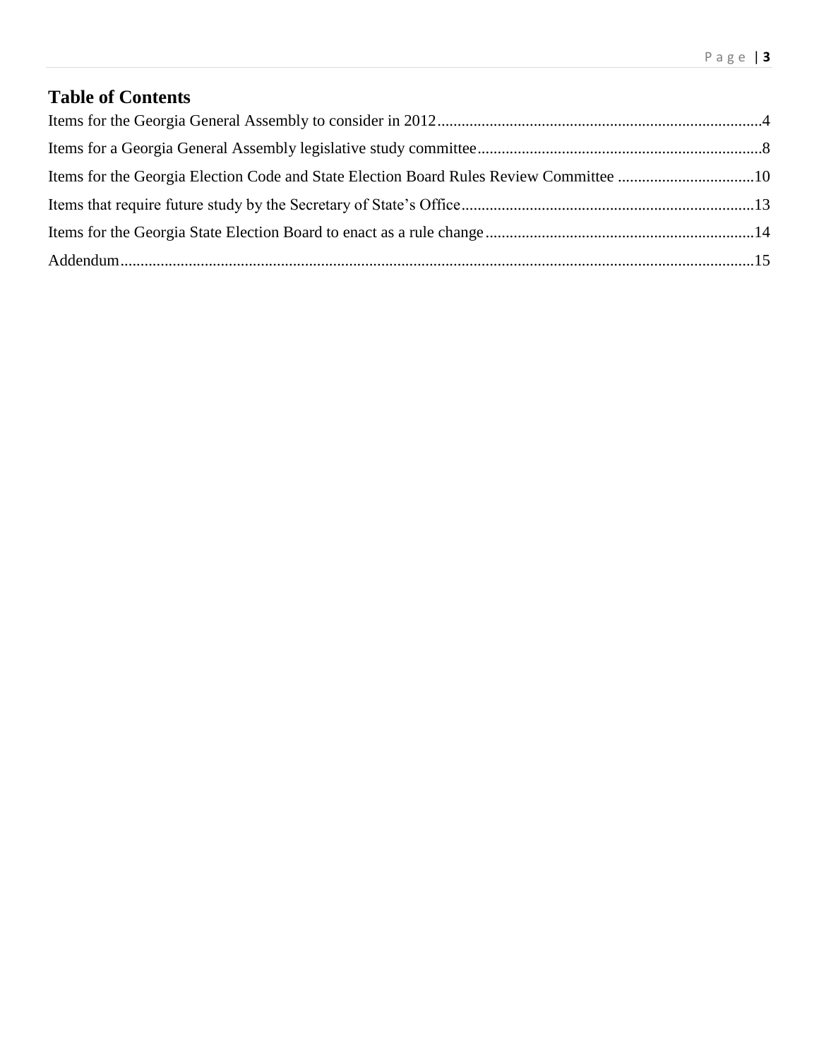## Table of Contents

Items for the Georgia General Assembly to consider in 2012 ........ 4

Items for a Georgia General Assembly legislative study committee ........ 8

Items for the Georgia Election Code and State Election Board Rules Review Committee ........ 10

Items that require future study by the Secretary of State's Office ........ 13

Items for the Georgia State Election Board to enact as a rule change ........ 14

Addendum ........ 15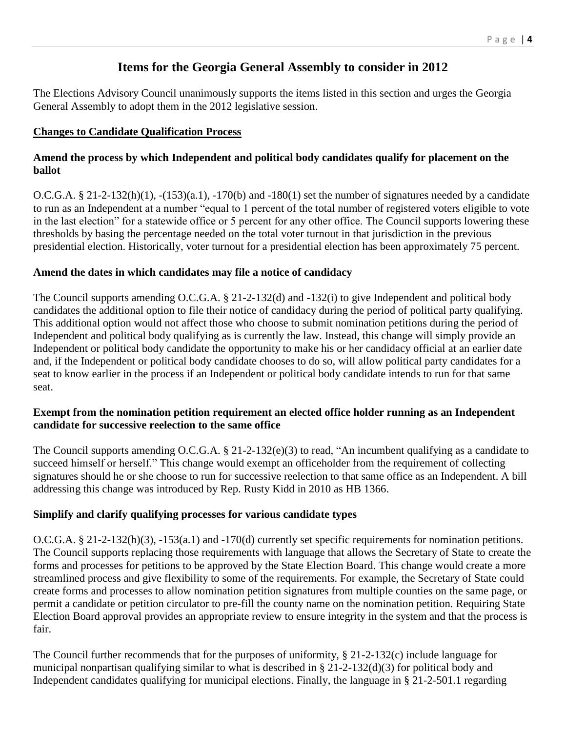# Items for the Georgia General Assembly to consider in 2012

The Elections Advisory Council unanimously supports the items listed in this section and urges the Georgia General Assembly to adopt them in the 2012 legislative session.

## Changes to Candidate Qualification Process

### Amend the process by which Independent and political body candidates qualify for placement on the ballot

O.C.G.A. § 21-2-132(h)(1), -(153)(a.1), -170(b) and -180(1) set the number of signatures needed by a candidate to run as an Independent at a number "equal to 1 percent of the total number of registered voters eligible to vote in the last election" for a statewide office or 5 percent for any other office. The Council supports lowering these thresholds by basing the percentage needed on the total voter turnout in that jurisdiction in the previous presidential election. Historically, voter turnout for a presidential election has been approximately 75 percent.

### Amend the dates in which candidates may file a notice of candidacy

The Council supports amending O.C.G.A. § 21-2-132(d) and -132(i) to give Independent and political body candidates the additional option to file their notice of candidacy during the period of political party qualifying. This additional option would not affect those who choose to submit nomination petitions during the period of Independent and political body qualifying as is currently the law. Instead, this change will simply provide an Independent or political body candidate the opportunity to make his or her candidacy official at an earlier date and, if the Independent or political body candidate chooses to do so, will allow political party candidates for a seat to know earlier in the process if an Independent or political body candidate intends to run for that same seat.

### Exempt from the nomination petition requirement an elected office holder running as an Independent candidate for successive reelection to the same office

The Council supports amending O.C.G.A. § 21-2-132(e)(3) to read, "An incumbent qualifying as a candidate to succeed himself or herself." This change would exempt an officeholder from the requirement of collecting signatures should he or she choose to run for successive reelection to that same office as an Independent. A bill addressing this change was introduced by Rep. Rusty Kidd in 2010 as HB 1366.

### Simplify and clarify qualifying processes for various candidate types

O.C.G.A. § 21-2-132(h)(3), -153(a.1) and -170(d) currently set specific requirements for nomination petitions. The Council supports replacing those requirements with language that allows the Secretary of State to create the forms and processes for petitions to be approved by the State Election Board. This change would create a more streamlined process and give flexibility to some of the requirements. For example, the Secretary of State could create forms and processes to allow nomination petition signatures from multiple counties on the same page, or permit a candidate or petition circulator to pre-fill the county name on the nomination petition. Requiring State Election Board approval provides an appropriate review to ensure integrity in the system and that the process is fair.

The Council further recommends that for the purposes of uniformity, § 21-2-132(c) include language for municipal nonpartisan qualifying similar to what is described in § 21-2-132(d)(3) for political body and Independent candidates qualifying for municipal elections. Finally, the language in § 21-2-501.1 regarding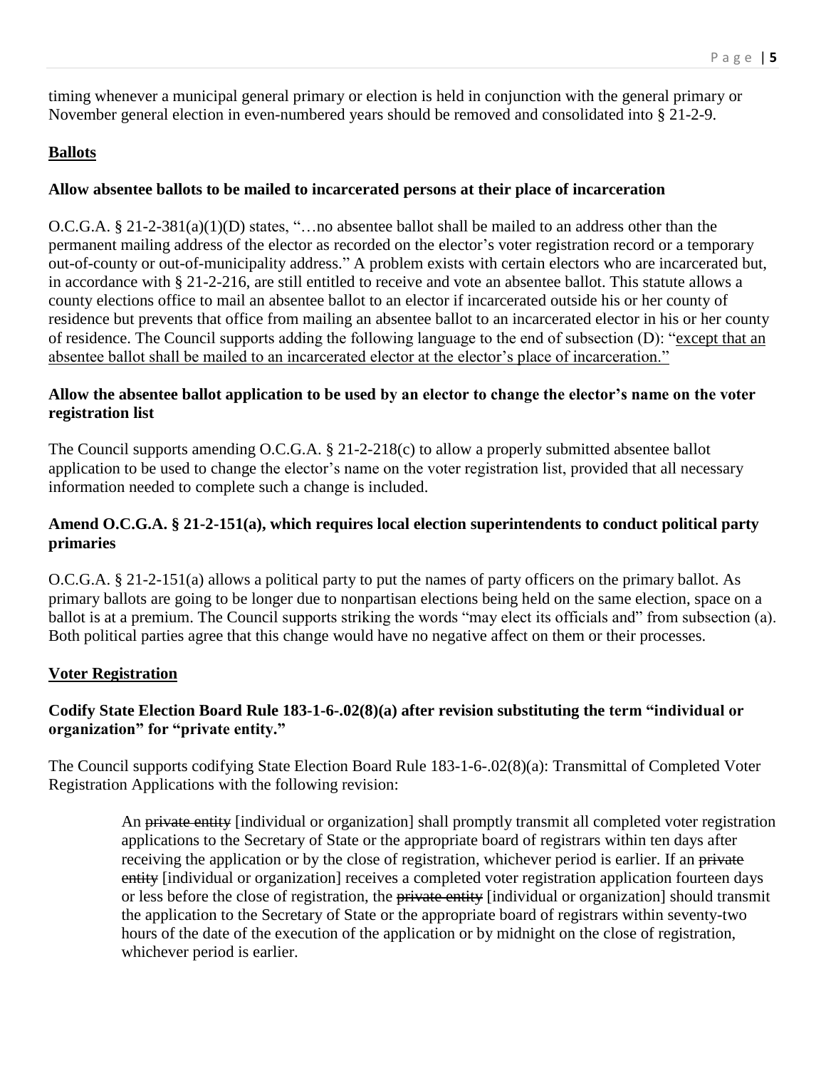timing whenever a municipal general primary or election is held in conjunction with the general primary or November general election in even-numbered years should be removed and consolidated into § 21-2-9.

## Ballots

### Allow absentee ballots to be mailed to incarcerated persons at their place of incarceration

O.C.G.A. § 21-2-381(a)(1)(D) states, "…no absentee ballot shall be mailed to an address other than the permanent mailing address of the elector as recorded on the elector's voter registration record or a temporary out-of-county or out-of-municipality address." A problem exists with certain electors who are incarcerated but, in accordance with § 21-2-216, are still entitled to receive and vote an absentee ballot. This statute allows a county elections office to mail an absentee ballot to an elector if incarcerated outside his or her county of residence but prevents that office from mailing an absentee ballot to an incarcerated elector in his or her county of residence. The Council supports adding the following language to the end of subsection (D): "<u>except that an absentee ballot shall be mailed to an incarcerated elector at the elector's place of incarceration.</u>"

### Allow the absentee ballot application to be used by an elector to change the elector's name on the voter registration list

The Council supports amending O.C.G.A. § 21-2-218(c) to allow a properly submitted absentee ballot application to be used to change the elector's name on the voter registration list, provided that all necessary information needed to complete such a change is included.

### Amend O.C.G.A. § 21-2-151(a), which requires local election superintendents to conduct political party primaries

O.C.G.A. § 21-2-151(a) allows a political party to put the names of party officers on the primary ballot. As primary ballots are going to be longer due to nonpartisan elections being held on the same election, space on a ballot is at a premium. The Council supports striking the words "may elect its officials and" from subsection (a). Both political parties agree that this change would have no negative affect on them or their processes.

## Voter Registration

### Codify State Election Board Rule 183-1-6-.02(8)(a) after revision substituting the term "individual or organization" for "private entity."

The Council supports codifying State Election Board Rule 183-1-6-.02(8)(a): Transmittal of Completed Voter Registration Applications with the following revision:

> An ~~private entity~~ [individual or organization] shall promptly transmit all completed voter registration applications to the Secretary of State or the appropriate board of registrars within ten days after receiving the application or by the close of registration, whichever period is earlier. If an ~~private entity~~ [individual or organization] receives a completed voter registration application fourteen days or less before the close of registration, the ~~private entity~~ [individual or organization] should transmit the application to the Secretary of State or the appropriate board of registrars within seventy-two hours of the date of the execution of the application or by midnight on the close of registration, whichever period is earlier.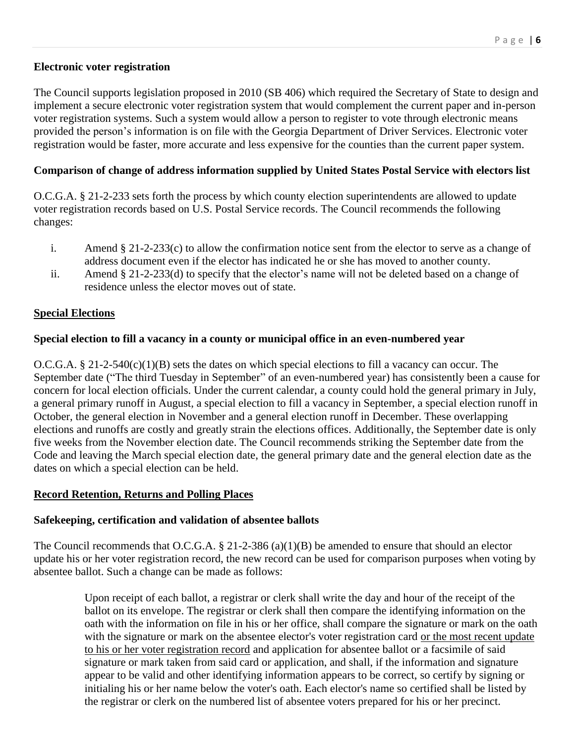### Electronic voter registration

The Council supports legislation proposed in 2010 (SB 406) which required the Secretary of State to design and implement a secure electronic voter registration system that would complement the current paper and in-person voter registration systems. Such a system would allow a person to register to vote through electronic means provided the person's information is on file with the Georgia Department of Driver Services. Electronic voter registration would be faster, more accurate and less expensive for the counties than the current paper system.

### Comparison of change of address information supplied by United States Postal Service with electors list

O.C.G.A. § 21-2-233 sets forth the process by which county election superintendents are allowed to update voter registration records based on U.S. Postal Service records. The Council recommends the following changes:

i. Amend § 21-2-233(c) to allow the confirmation notice sent from the elector to serve as a change of address document even if the elector has indicated he or she has moved to another county.

ii. Amend § 21-2-233(d) to specify that the elector's name will not be deleted based on a change of residence unless the elector moves out of state.

## <u>Special Elections</u>

### Special election to fill a vacancy in a county or municipal office in an even-numbered year

O.C.G.A. § 21-2-540(c)(1)(B) sets the dates on which special elections to fill a vacancy can occur. The September date ("The third Tuesday in September" of an even-numbered year) has consistently been a cause for concern for local election officials. Under the current calendar, a county could hold the general primary in July, a general primary runoff in August, a special election to fill a vacancy in September, a special election runoff in October, the general election in November and a general election runoff in December. These overlapping elections and runoffs are costly and greatly strain the elections offices. Additionally, the September date is only five weeks from the November election date. The Council recommends striking the September date from the Code and leaving the March special election date, the general primary date and the general election date as the dates on which a special election can be held.

## <u>Record Retention, Returns and Polling Places</u>

### Safekeeping, certification and validation of absentee ballots

The Council recommends that O.C.G.A. § 21-2-386 (a)(1)(B) be amended to ensure that should an elector update his or her voter registration record, the new record can be used for comparison purposes when voting by absentee ballot. Such a change can be made as follows:

> Upon receipt of each ballot, a registrar or clerk shall write the day and hour of the receipt of the ballot on its envelope. The registrar or clerk shall then compare the identifying information on the oath with the information on file in his or her office, shall compare the signature or mark on the oath with the signature or mark on the absentee elector's voter registration card <u>or the most recent update to his or her voter registration record</u> and application for absentee ballot or a facsimile of said signature or mark taken from said card or application, and shall, if the information and signature appear to be valid and other identifying information appears to be correct, so certify by signing or initialing his or her name below the voter's oath. Each elector's name so certified shall be listed by the registrar or clerk on the numbered list of absentee voters prepared for his or her precinct.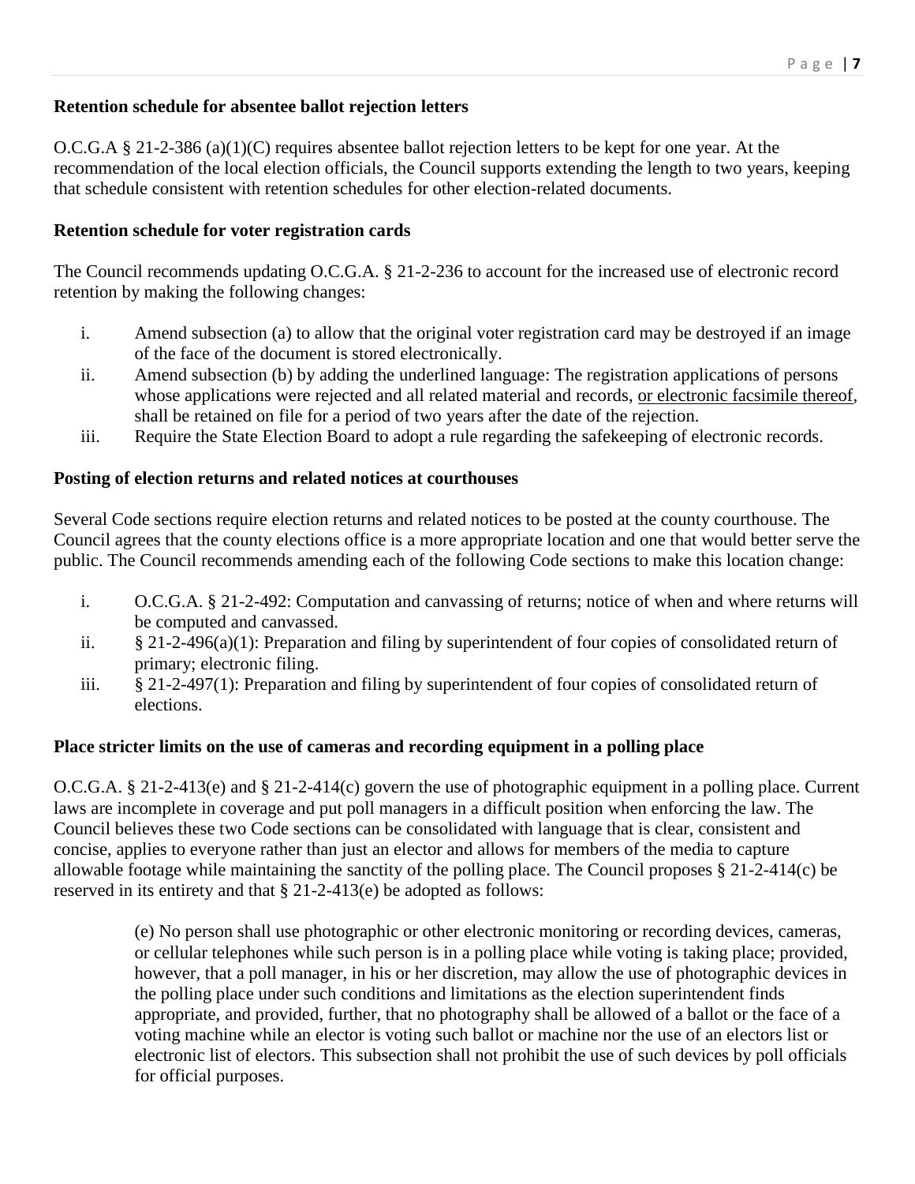**Retention schedule for absentee ballot rejection letters**

O.C.G.A § 21-2-386 (a)(1)(C) requires absentee ballot rejection letters to be kept for one year. At the recommendation of the local election officials, the Council supports extending the length to two years, keeping that schedule consistent with retention schedules for other election-related documents.

**Retention schedule for voter registration cards**

The Council recommends updating O.C.G.A. § 21-2-236 to account for the increased use of electronic record retention by making the following changes:

- i. Amend subsection (a) to allow that the original voter registration card may be destroyed if an image of the face of the document is stored electronically.
- ii. Amend subsection (b) by adding the underlined language: The registration applications of persons whose applications were rejected and all related material and records, <u>or electronic facsimile thereof</u>, shall be retained on file for a period of two years after the date of the rejection.
- iii. Require the State Election Board to adopt a rule regarding the safekeeping of electronic records.

**Posting of election returns and related notices at courthouses**

Several Code sections require election returns and related notices to be posted at the county courthouse. The Council agrees that the county elections office is a more appropriate location and one that would better serve the public. The Council recommends amending each of the following Code sections to make this location change:

- i. O.C.G.A. § 21-2-492: Computation and canvassing of returns; notice of when and where returns will be computed and canvassed.
- ii. § 21-2-496(a)(1): Preparation and filing by superintendent of four copies of consolidated return of primary; electronic filing.
- iii. § 21-2-497(1): Preparation and filing by superintendent of four copies of consolidated return of elections.

**Place stricter limits on the use of cameras and recording equipment in a polling place**

O.C.G.A. § 21-2-413(e) and § 21-2-414(c) govern the use of photographic equipment in a polling place. Current laws are incomplete in coverage and put poll managers in a difficult position when enforcing the law. The Council believes these two Code sections can be consolidated with language that is clear, consistent and concise, applies to everyone rather than just an elector and allows for members of the media to capture allowable footage while maintaining the sanctity of the polling place. The Council proposes § 21-2-414(c) be reserved in its entirety and that § 21-2-413(e) be adopted as follows:

> (e) No person shall use photographic or other electronic monitoring or recording devices, cameras, or cellular telephones while such person is in a polling place while voting is taking place; provided, however, that a poll manager, in his or her discretion, may allow the use of photographic devices in the polling place under such conditions and limitations as the election superintendent finds appropriate, and provided, further, that no photography shall be allowed of a ballot or the face of a voting machine while an elector is voting such ballot or machine nor the use of an electors list or electronic list of electors. This subsection shall not prohibit the use of such devices by poll officials for official purposes.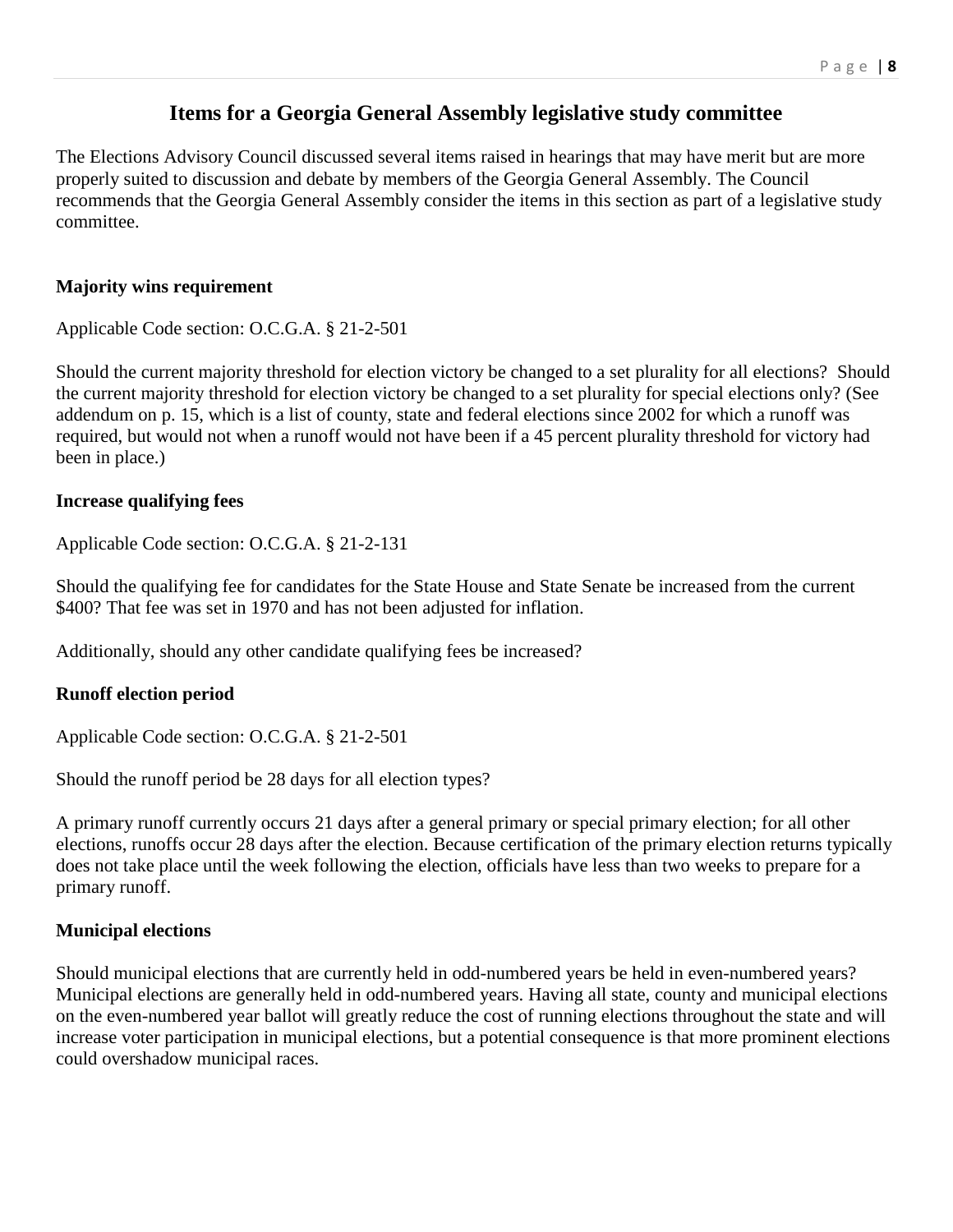## Items for a Georgia General Assembly legislative study committee

The Elections Advisory Council discussed several items raised in hearings that may have merit but are more properly suited to discussion and debate by members of the Georgia General Assembly. The Council recommends that the Georgia General Assembly consider the items in this section as part of a legislative study committee.

### Majority wins requirement

Applicable Code section: O.C.G.A. § 21-2-501

Should the current majority threshold for election victory be changed to a set plurality for all elections? Should the current majority threshold for election victory be changed to a set plurality for special elections only? (See addendum on p. 15, which is a list of county, state and federal elections since 2002 for which a runoff was required, but would not when a runoff would not have been if a 45 percent plurality threshold for victory had been in place.)

### Increase qualifying fees

Applicable Code section: O.C.G.A. § 21-2-131

Should the qualifying fee for candidates for the State House and State Senate be increased from the current $400? That fee was set in 1970 and has not been adjusted for inflation.

Additionally, should any other candidate qualifying fees be increased?

### Runoff election period

Applicable Code section: O.C.G.A. § 21-2-501

Should the runoff period be 28 days for all election types?

A primary runoff currently occurs 21 days after a general primary or special primary election; for all other elections, runoffs occur 28 days after the election. Because certification of the primary election returns typically does not take place until the week following the election, officials have less than two weeks to prepare for a primary runoff.

### Municipal elections

Should municipal elections that are currently held in odd-numbered years be held in even-numbered years? Municipal elections are generally held in odd-numbered years. Having all state, county and municipal elections on the even-numbered year ballot will greatly reduce the cost of running elections throughout the state and will increase voter participation in municipal elections, but a potential consequence is that more prominent elections could overshadow municipal races.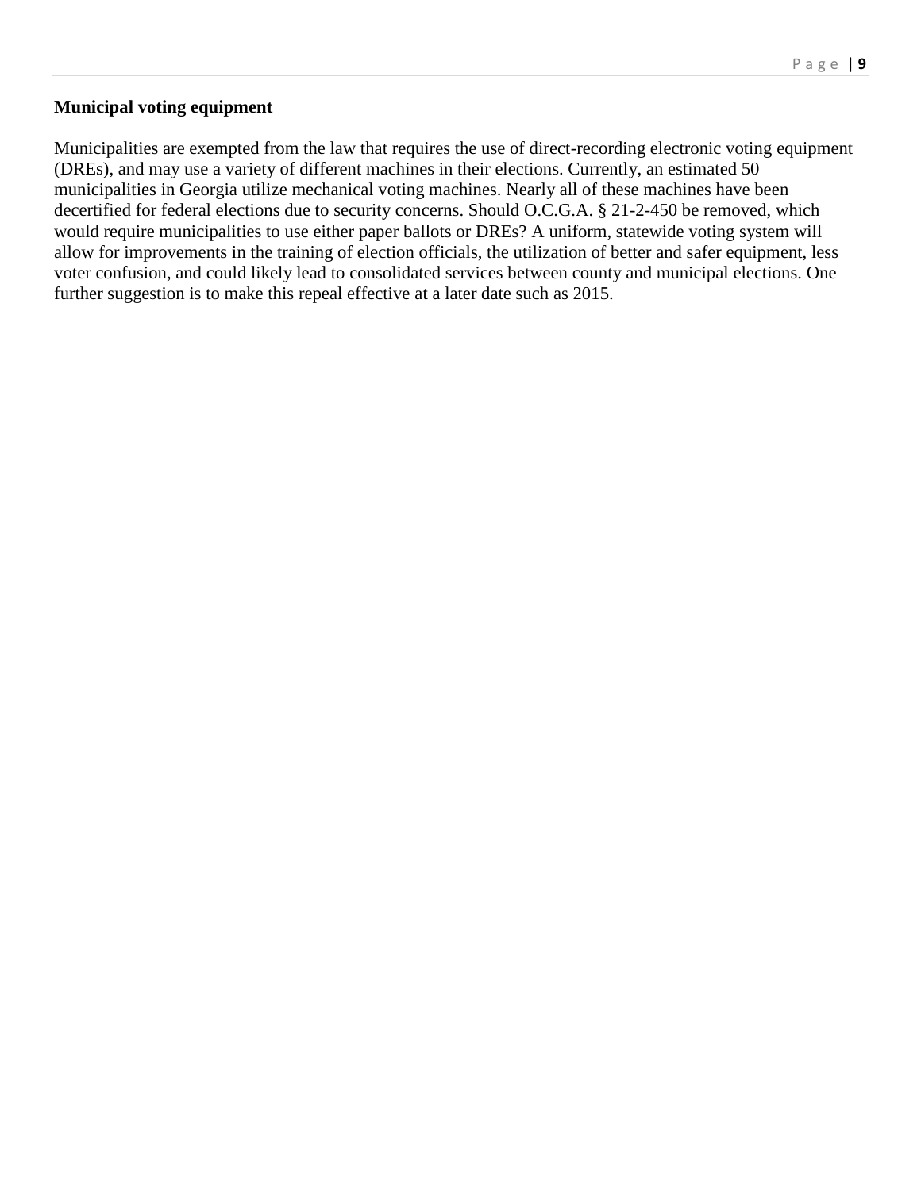**Municipal voting equipment**

Municipalities are exempted from the law that requires the use of direct-recording electronic voting equipment (DREs), and may use a variety of different machines in their elections. Currently, an estimated 50 municipalities in Georgia utilize mechanical voting machines. Nearly all of these machines have been decertified for federal elections due to security concerns. Should O.C.G.A. § 21-2-450 be removed, which would require municipalities to use either paper ballots or DREs? A uniform, statewide voting system will allow for improvements in the training of election officials, the utilization of better and safer equipment, less voter confusion, and could likely lead to consolidated services between county and municipal elections. One further suggestion is to make this repeal effective at a later date such as 2015.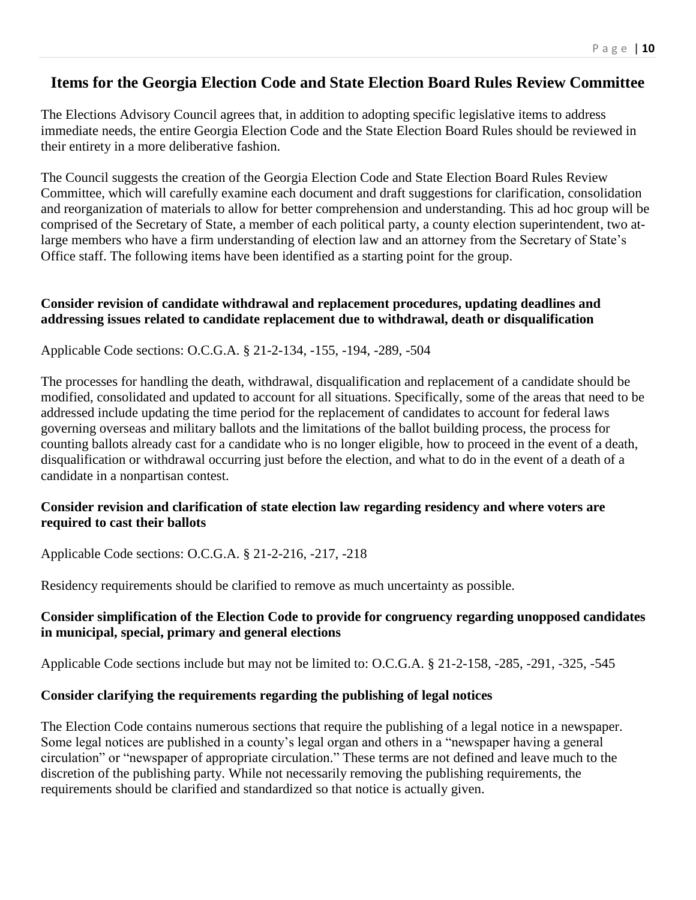## Items for the Georgia Election Code and State Election Board Rules Review Committee

The Elections Advisory Council agrees that, in addition to adopting specific legislative items to address immediate needs, the entire Georgia Election Code and the State Election Board Rules should be reviewed in their entirety in a more deliberative fashion.

The Council suggests the creation of the Georgia Election Code and State Election Board Rules Review Committee, which will carefully examine each document and draft suggestions for clarification, consolidation and reorganization of materials to allow for better comprehension and understanding. This ad hoc group will be comprised of the Secretary of State, a member of each political party, a county election superintendent, two at-large members who have a firm understanding of election law and an attorney from the Secretary of State's Office staff. The following items have been identified as a starting point for the group.

**Consider revision of candidate withdrawal and replacement procedures, updating deadlines and addressing issues related to candidate replacement due to withdrawal, death or disqualification**

Applicable Code sections: O.C.G.A. § 21-2-134, -155, -194, -289, -504

The processes for handling the death, withdrawal, disqualification and replacement of a candidate should be modified, consolidated and updated to account for all situations. Specifically, some of the areas that need to be addressed include updating the time period for the replacement of candidates to account for federal laws governing overseas and military ballots and the limitations of the ballot building process, the process for counting ballots already cast for a candidate who is no longer eligible, how to proceed in the event of a death, disqualification or withdrawal occurring just before the election, and what to do in the event of a death of a candidate in a nonpartisan contest.

**Consider revision and clarification of state election law regarding residency and where voters are required to cast their ballots**

Applicable Code sections: O.C.G.A. § 21-2-216, -217, -218

Residency requirements should be clarified to remove as much uncertainty as possible.

**Consider simplification of the Election Code to provide for congruency regarding unopposed candidates in municipal, special, primary and general elections**

Applicable Code sections include but may not be limited to: O.C.G.A. § 21-2-158, -285, -291, -325, -545

**Consider clarifying the requirements regarding the publishing of legal notices**

The Election Code contains numerous sections that require the publishing of a legal notice in a newspaper. Some legal notices are published in a county's legal organ and others in a "newspaper having a general circulation" or "newspaper of appropriate circulation." These terms are not defined and leave much to the discretion of the publishing party. While not necessarily removing the publishing requirements, the requirements should be clarified and standardized so that notice is actually given.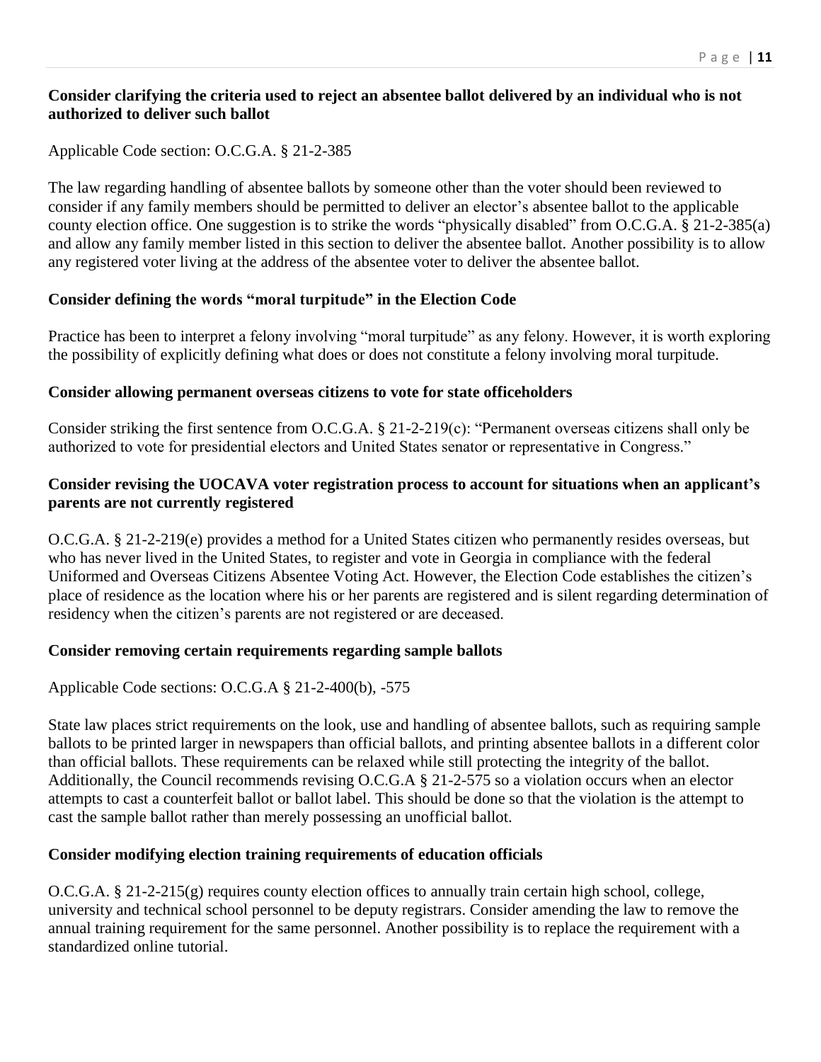**Consider clarifying the criteria used to reject an absentee ballot delivered by an individual who is not authorized to deliver such ballot**

Applicable Code section: O.C.G.A. § 21-2-385

The law regarding handling of absentee ballots by someone other than the voter should been reviewed to consider if any family members should be permitted to deliver an elector's absentee ballot to the applicable county election office. One suggestion is to strike the words "physically disabled" from O.C.G.A. § 21-2-385(a) and allow any family member listed in this section to deliver the absentee ballot. Another possibility is to allow any registered voter living at the address of the absentee voter to deliver the absentee ballot.

**Consider defining the words "moral turpitude" in the Election Code**

Practice has been to interpret a felony involving "moral turpitude" as any felony. However, it is worth exploring the possibility of explicitly defining what does or does not constitute a felony involving moral turpitude.

**Consider allowing permanent overseas citizens to vote for state officeholders**

Consider striking the first sentence from O.C.G.A. § 21-2-219(c): "Permanent overseas citizens shall only be authorized to vote for presidential electors and United States senator or representative in Congress."

**Consider revising the UOCAVA voter registration process to account for situations when an applicant's parents are not currently registered**

O.C.G.A. § 21-2-219(e) provides a method for a United States citizen who permanently resides overseas, but who has never lived in the United States, to register and vote in Georgia in compliance with the federal Uniformed and Overseas Citizens Absentee Voting Act. However, the Election Code establishes the citizen's place of residence as the location where his or her parents are registered and is silent regarding determination of residency when the citizen's parents are not registered or are deceased.

**Consider removing certain requirements regarding sample ballots**

Applicable Code sections: O.C.G.A § 21-2-400(b), -575

State law places strict requirements on the look, use and handling of absentee ballots, such as requiring sample ballots to be printed larger in newspapers than official ballots, and printing absentee ballots in a different color than official ballots. These requirements can be relaxed while still protecting the integrity of the ballot. Additionally, the Council recommends revising O.C.G.A § 21-2-575 so a violation occurs when an elector attempts to cast a counterfeit ballot or ballot label. This should be done so that the violation is the attempt to cast the sample ballot rather than merely possessing an unofficial ballot.

**Consider modifying election training requirements of education officials**

O.C.G.A. § 21-2-215(g) requires county election offices to annually train certain high school, college, university and technical school personnel to be deputy registrars. Consider amending the law to remove the annual training requirement for the same personnel. Another possibility is to replace the requirement with a standardized online tutorial.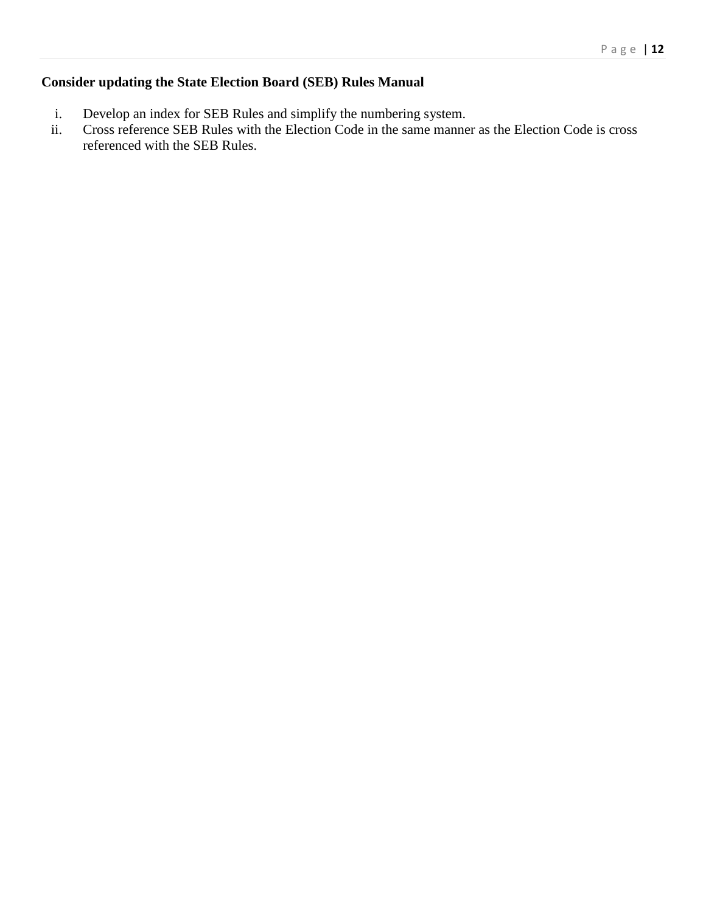**Consider updating the State Election Board (SEB) Rules Manual**

i. Develop an index for SEB Rules and simplify the numbering system.
ii. Cross reference SEB Rules with the Election Code in the same manner as the Election Code is cross referenced with the SEB Rules.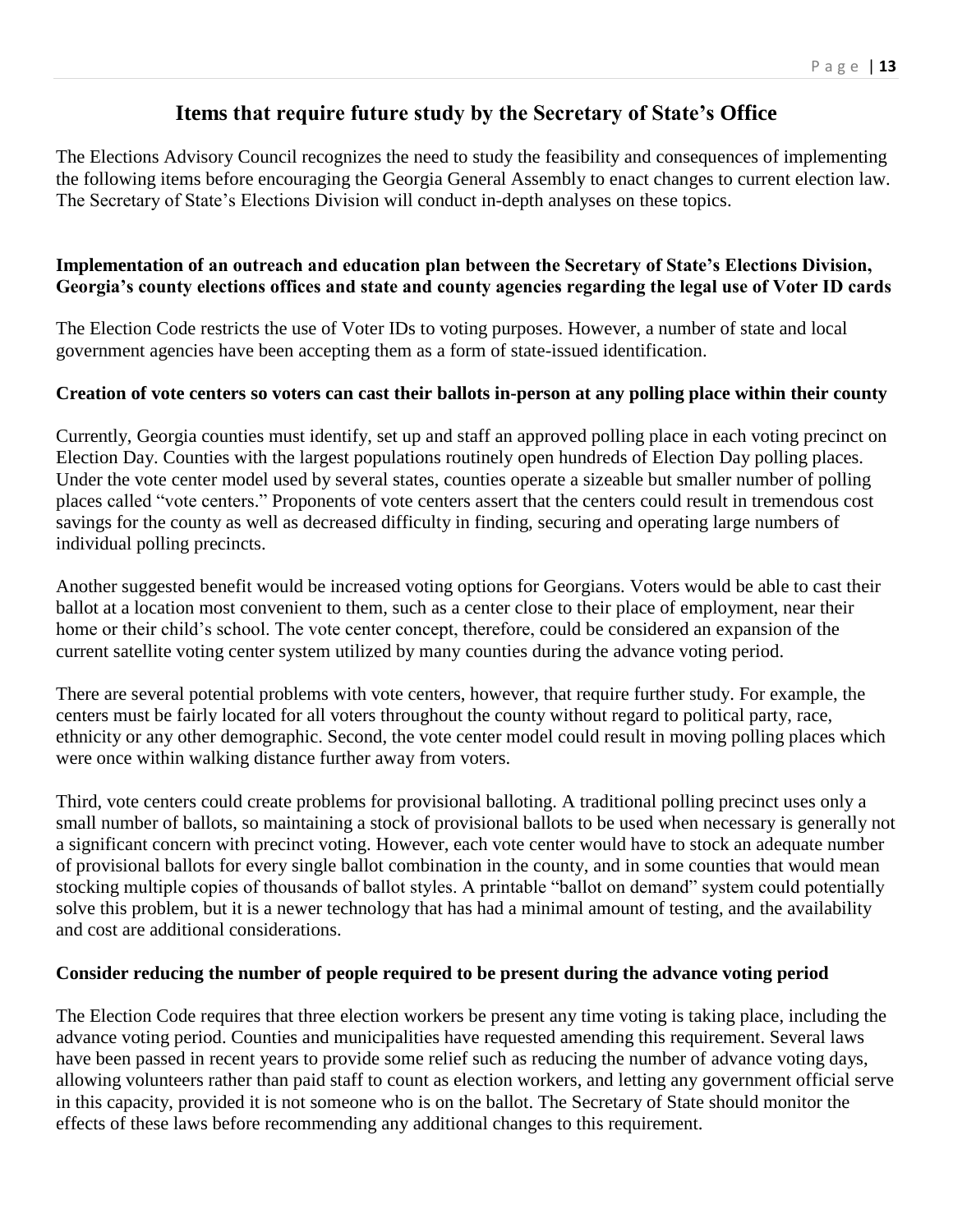## Items that require future study by the Secretary of State's Office

The Elections Advisory Council recognizes the need to study the feasibility and consequences of implementing the following items before encouraging the Georgia General Assembly to enact changes to current election law. The Secretary of State's Elections Division will conduct in-depth analyses on these topics.

### Implementation of an outreach and education plan between the Secretary of State's Elections Division, Georgia's county elections offices and state and county agencies regarding the legal use of Voter ID cards

The Election Code restricts the use of Voter IDs to voting purposes. However, a number of state and local government agencies have been accepting them as a form of state-issued identification.

### Creation of vote centers so voters can cast their ballots in-person at any polling place within their county

Currently, Georgia counties must identify, set up and staff an approved polling place in each voting precinct on Election Day. Counties with the largest populations routinely open hundreds of Election Day polling places. Under the vote center model used by several states, counties operate a sizeable but smaller number of polling places called "vote centers." Proponents of vote centers assert that the centers could result in tremendous cost savings for the county as well as decreased difficulty in finding, securing and operating large numbers of individual polling precincts.

Another suggested benefit would be increased voting options for Georgians. Voters would be able to cast their ballot at a location most convenient to them, such as a center close to their place of employment, near their home or their child's school. The vote center concept, therefore, could be considered an expansion of the current satellite voting center system utilized by many counties during the advance voting period.

There are several potential problems with vote centers, however, that require further study. For example, the centers must be fairly located for all voters throughout the county without regard to political party, race, ethnicity or any other demographic. Second, the vote center model could result in moving polling places which were once within walking distance further away from voters.

Third, vote centers could create problems for provisional balloting. A traditional polling precinct uses only a small number of ballots, so maintaining a stock of provisional ballots to be used when necessary is generally not a significant concern with precinct voting. However, each vote center would have to stock an adequate number of provisional ballots for every single ballot combination in the county, and in some counties that would mean stocking multiple copies of thousands of ballot styles. A printable "ballot on demand" system could potentially solve this problem, but it is a newer technology that has had a minimal amount of testing, and the availability and cost are additional considerations.

### Consider reducing the number of people required to be present during the advance voting period

The Election Code requires that three election workers be present any time voting is taking place, including the advance voting period. Counties and municipalities have requested amending this requirement. Several laws have been passed in recent years to provide some relief such as reducing the number of advance voting days, allowing volunteers rather than paid staff to count as election workers, and letting any government official serve in this capacity, provided it is not someone who is on the ballot. The Secretary of State should monitor the effects of these laws before recommending any additional changes to this requirement.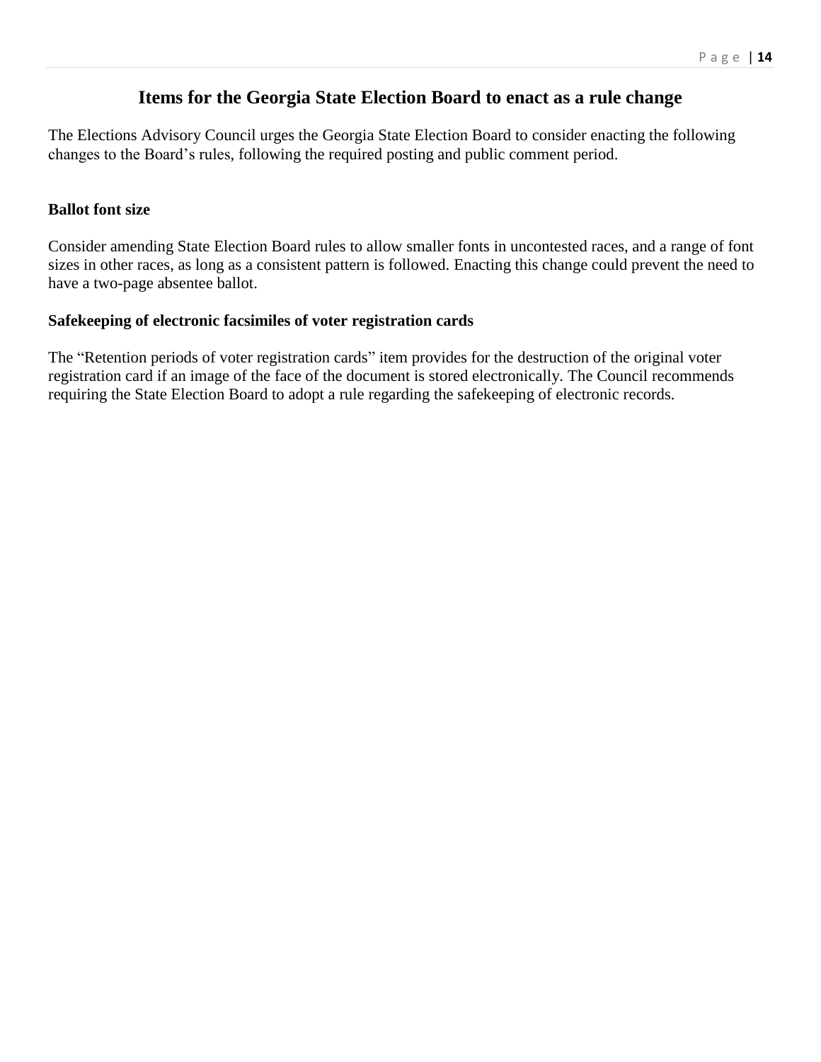## Items for the Georgia State Election Board to enact as a rule change

The Elections Advisory Council urges the Georgia State Election Board to consider enacting the following changes to the Board's rules, following the required posting and public comment period.

**Ballot font size**

Consider amending State Election Board rules to allow smaller fonts in uncontested races, and a range of font sizes in other races, as long as a consistent pattern is followed. Enacting this change could prevent the need to have a two-page absentee ballot.

**Safekeeping of electronic facsimiles of voter registration cards**

The "Retention periods of voter registration cards" item provides for the destruction of the original voter registration card if an image of the face of the document is stored electronically. The Council recommends requiring the State Election Board to adopt a rule regarding the safekeeping of electronic records.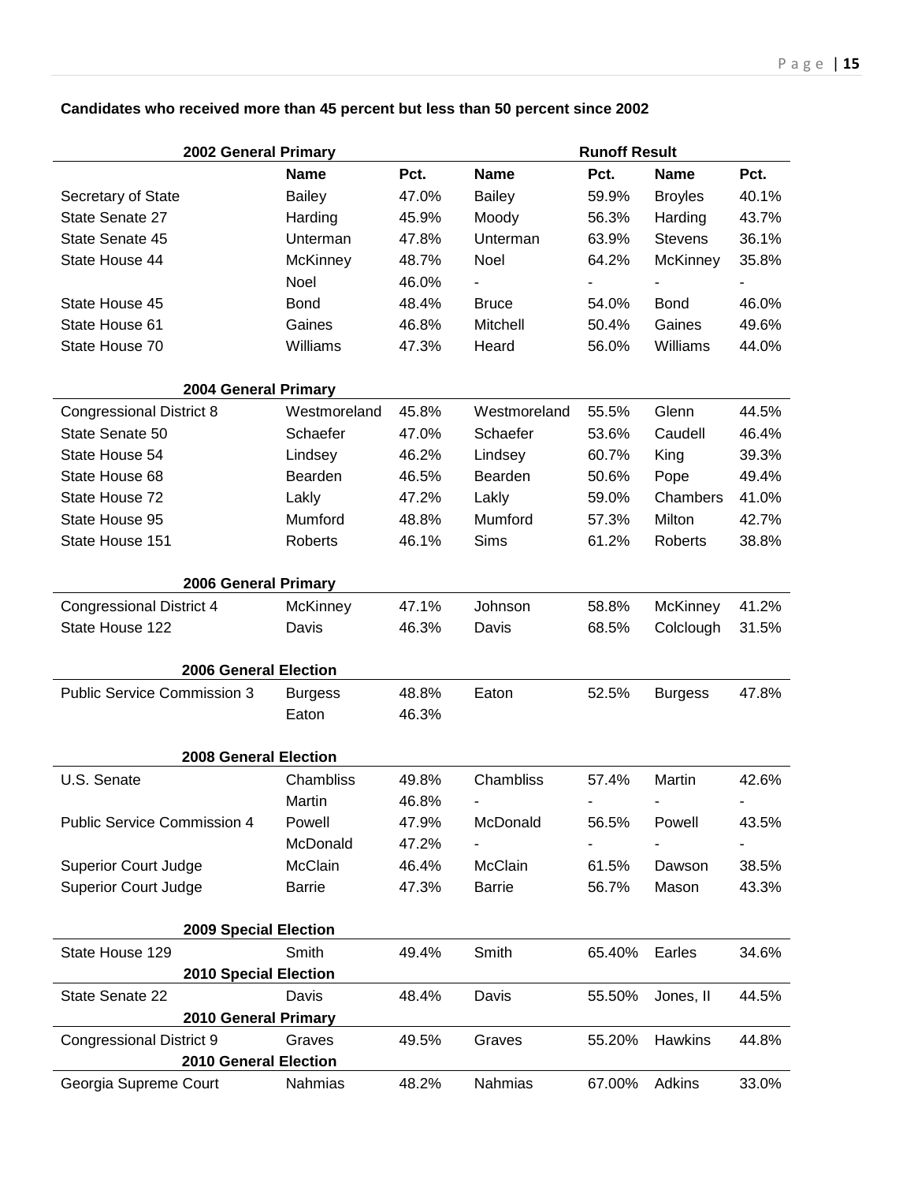**Candidates who received more than 45 percent but less than 50 percent since 2002**

| 2002 General Primary | | | Runoff Result | | | |
|---|---|---|---|---|---|---|
| | **Name** | **Pct.** | **Name** | **Pct.** | **Name** | **Pct.** |
| Secretary of State | Bailey | 47.0% | Bailey | 59.9% | Broyles | 40.1% |
| State Senate 27 | Harding | 45.9% | Moody | 56.3% | Harding | 43.7% |
| State Senate 45 | Unterman | 47.8% | Unterman | 63.9% | Stevens | 36.1% |
| State House 44 | McKinney | 48.7% | Noel | 64.2% | McKinney | 35.8% |
| | Noel | 46.0% | - | - | - | - |
| State House 45 | Bond | 48.4% | Bruce | 54.0% | Bond | 46.0% |
| State House 61 | Gaines | 46.8% | Mitchell | 50.4% | Gaines | 49.6% |
| State House 70 | Williams | 47.3% | Heard | 56.0% | Williams | 44.0% |
| **2004 General Primary** | | | | | | |
| Congressional District 8 | Westmoreland | 45.8% | Westmoreland | 55.5% | Glenn | 44.5% |
| State Senate 50 | Schaefer | 47.0% | Schaefer | 53.6% | Caudell | 46.4% |
| State House 54 | Lindsey | 46.2% | Lindsey | 60.7% | King | 39.3% |
| State House 68 | Bearden | 46.5% | Bearden | 50.6% | Pope | 49.4% |
| State House 72 | Lakly | 47.2% | Lakly | 59.0% | Chambers | 41.0% |
| State House 95 | Mumford | 48.8% | Mumford | 57.3% | Milton | 42.7% |
| State House 151 | Roberts | 46.1% | Sims | 61.2% | Roberts | 38.8% |
| **2006 General Primary** | | | | | | |
| Congressional District 4 | McKinney | 47.1% | Johnson | 58.8% | McKinney | 41.2% |
| State House 122 | Davis | 46.3% | Davis | 68.5% | Colclough | 31.5% |
| **2006 General Election** | | | | | | |
| Public Service Commission 3 | Burgess | 48.8% | Eaton | 52.5% | Burgess | 47.8% |
| | Eaton | 46.3% | | | | |
| **2008 General Election** | | | | | | |
| U.S. Senate | Chambliss | 49.8% | Chambliss | 57.4% | Martin | 42.6% |
| | Martin | 46.8% | - | - | - | - |
| Public Service Commission 4 | Powell | 47.9% | McDonald | 56.5% | Powell | 43.5% |
| | McDonald | 47.2% | - | - | - | - |
| Superior Court Judge | McClain | 46.4% | McClain | 61.5% | Dawson | 38.5% |
| Superior Court Judge | Barrie | 47.3% | Barrie | 56.7% | Mason | 43.3% |
| **2009 Special Election** | | | | | | |
| State House 129 | Smith | 49.4% | Smith | 65.40% | Earles | 34.6% |
| **2010 Special Election** | | | | | | |
| State Senate 22 | Davis | 48.4% | Davis | 55.50% | Jones, II | 44.5% |
| **2010 General Primary** | | | | | | |
| Congressional District 9 | Graves | 49.5% | Graves | 55.20% | Hawkins | 44.8% |
| **2010 General Election** | | | | | | |
| Georgia Supreme Court | Nahmias | 48.2% | Nahmias | 67.00% | Adkins | 33.0% |